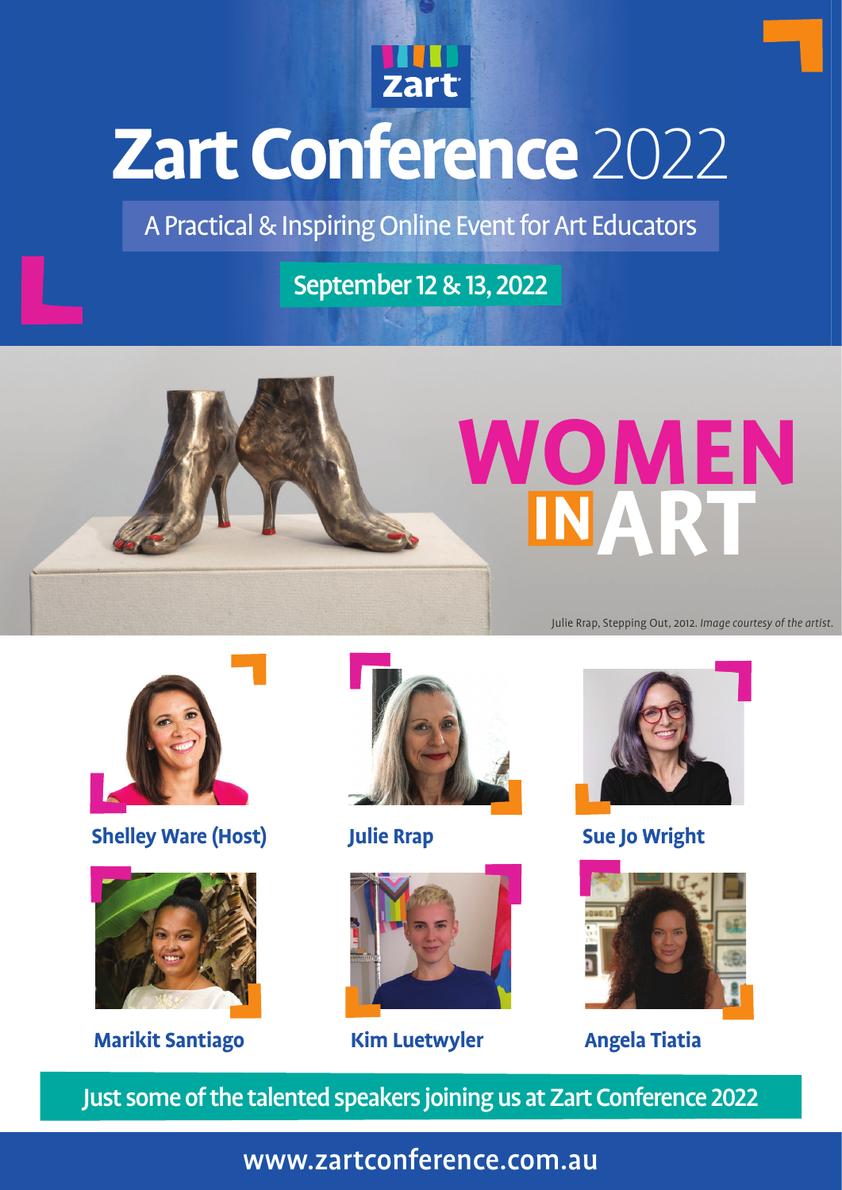zart

# Zart Conference 2022

A Practical & Inspiring Online Event for Art Educators

**September 12 & 13, 2022**

## WOMEN IN ART

Julie Rrap, Stepping Out, 2012. *Image courtesy of the artist.*

**Shelley Ware (Host)**

**Julie Rrap**

**Sue Jo Wright**

**Marikit Santiago**

**Kim Luetwyler**

**Angela Tiatia**

Just some of the talented speakers joining us at Zart Conference 2022

www.zartconference.com.au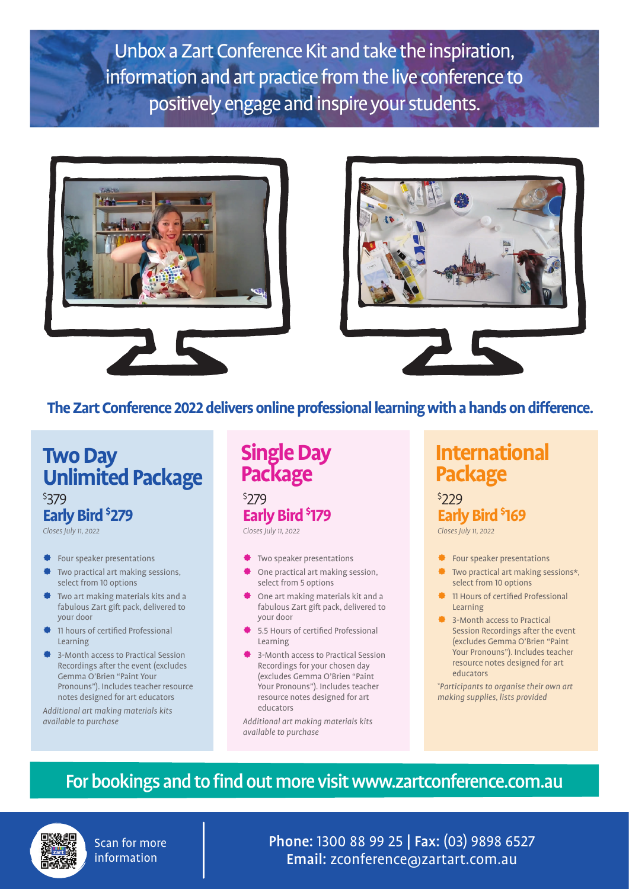Unbox a Zart Conference Kit and take the inspiration, information and art practice from the live conference to positively engage and inspire your students.

**The Zart Conference 2022 delivers online professional learning with a hands on difference.**

## Two Day Unlimited Package

$379

**Early Bird $279**

*Closes July 11, 2022*

- Four speaker presentations
- Two practical art making sessions, select from 10 options
- Two art making materials kits and a fabulous Zart gift pack, delivered to your door
- 11 hours of certified Professional Learning
- 3-Month access to Practical Session Recordings after the event (excludes Gemma O'Brien "Paint Your Pronouns"). Includes teacher resource notes designed for art educators

*Additional art making materials kits available to purchase*

## Single Day Package

$279

**Early Bird $179**

*Closes July 11, 2022*

- Two speaker presentations
- One practical art making session, select from 5 options
- One art making materials kit and a fabulous Zart gift pack, delivered to your door
- 5.5 Hours of certified Professional Learning
- 3-Month access to Practical Session Recordings for your chosen day (excludes Gemma O'Brien "Paint Your Pronouns"). Includes teacher resource notes designed for art educators

*Additional art making materials kits available to purchase*

## International Package

$229

**Early Bird $169**

*Closes July 11, 2022*

- Four speaker presentations
- Two practical art making sessions*, select from 10 options
- 11 Hours of certified Professional Learning
- 3-Month access to Practical Session Recordings after the event (excludes Gemma O'Brien "Paint Your Pronouns"). Includes teacher resource notes designed for art educators

*Participants to organise their own art making supplies, lists provided

**For bookings and to find out more visit www.zartconference.com.au**

Scan for more information

**Phone:** 1300 88 99 25 | **Fax:** (03) 9898 6527
**Email:** zconference@zartart.com.au